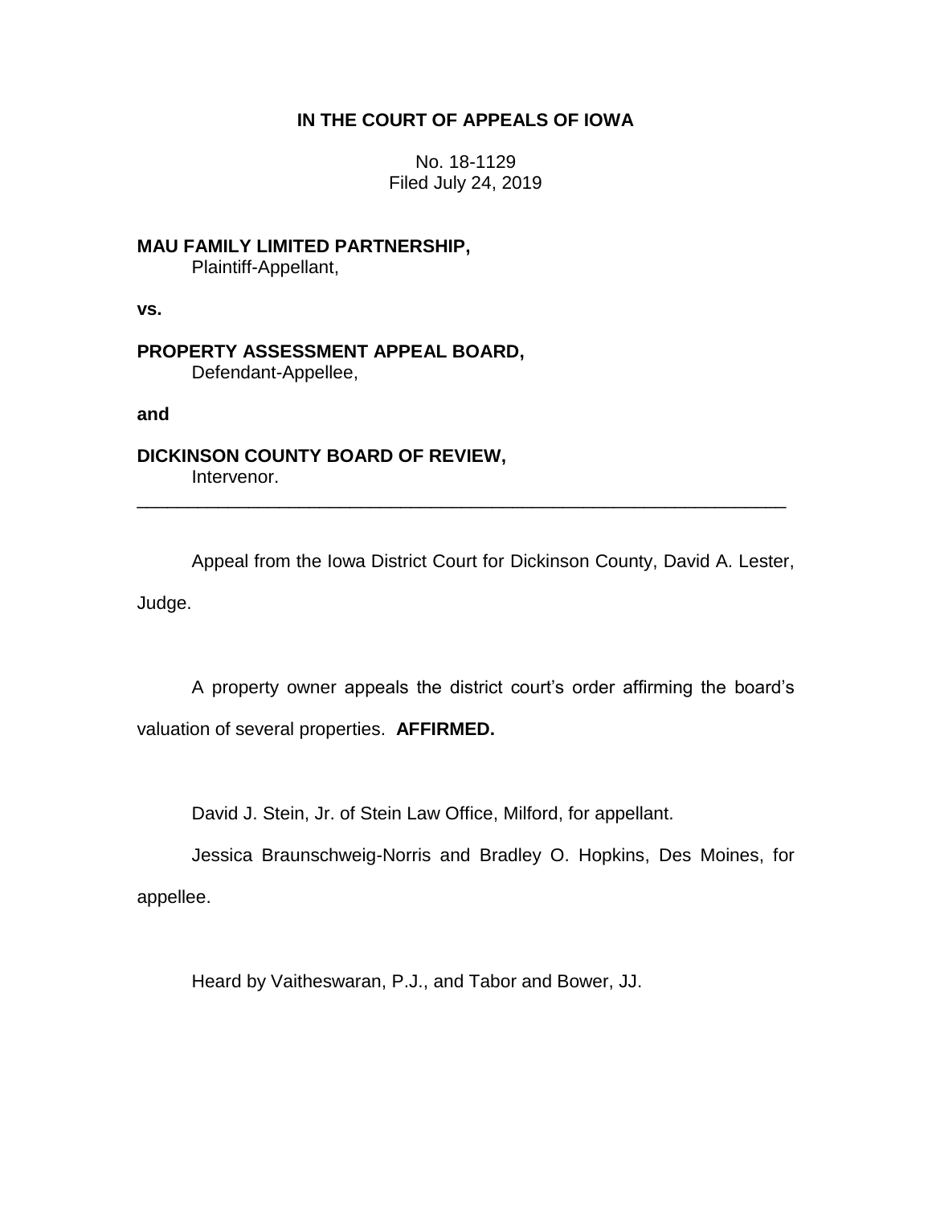**IN THE COURT OF APPEALS OF IOWA**

No. 18-1129
Filed July 24, 2019

**MAU FAMILY LIMITED PARTNERSHIP,**
Plaintiff-Appellant,

**vs.**

**PROPERTY ASSESSMENT APPEAL BOARD,**
Defendant-Appellee,

**and**

**DICKINSON COUNTY BOARD OF REVIEW,**
Intervenor.

---

Appeal from the Iowa District Court for Dickinson County, David A. Lester, Judge.

A property owner appeals the district court's order affirming the board's valuation of several properties. **AFFIRMED.**

David J. Stein, Jr. of Stein Law Office, Milford, for appellant.

Jessica Braunschweig-Norris and Bradley O. Hopkins, Des Moines, for appellee.

Heard by Vaitheswaran, P.J., and Tabor and Bower, JJ.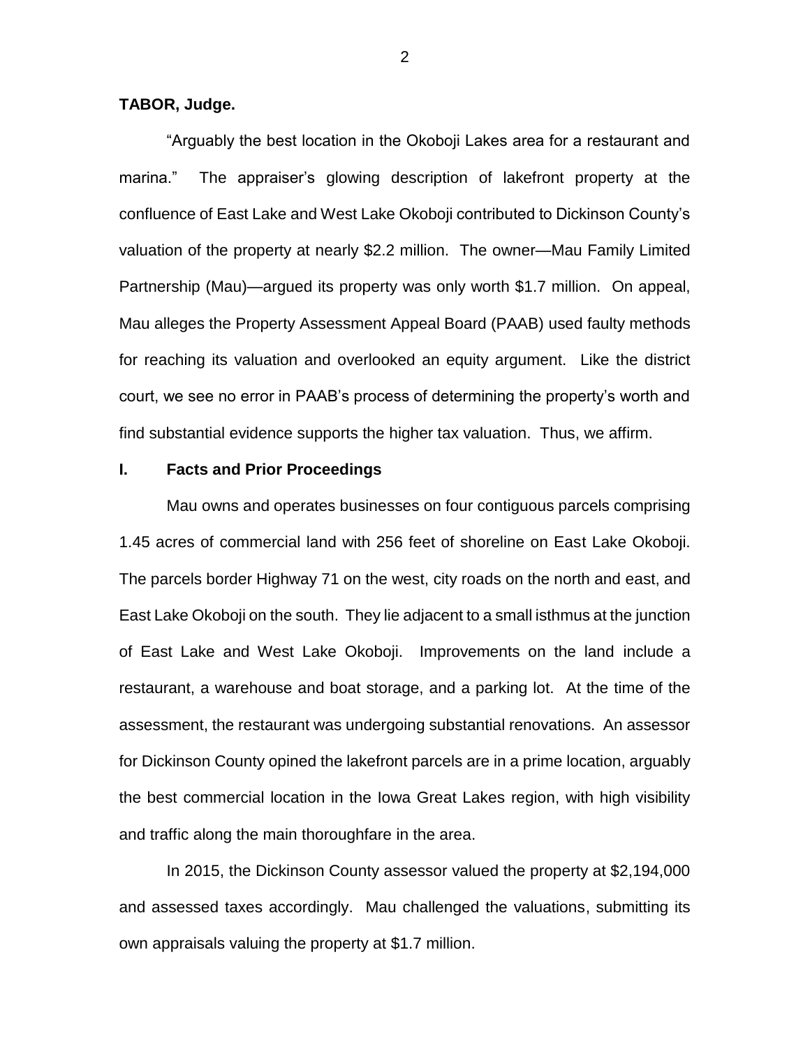**TABOR, Judge.**

"Arguably the best location in the Okoboji Lakes area for a restaurant and marina." The appraiser's glowing description of lakefront property at the confluence of East Lake and West Lake Okoboji contributed to Dickinson County's valuation of the property at nearly $2.2 million. The owner—Mau Family Limited Partnership (Mau)—argued its property was only worth $1.7 million. On appeal, Mau alleges the Property Assessment Appeal Board (PAAB) used faulty methods for reaching its valuation and overlooked an equity argument. Like the district court, we see no error in PAAB's process of determining the property's worth and find substantial evidence supports the higher tax valuation. Thus, we affirm.

## I. Facts and Prior Proceedings

Mau owns and operates businesses on four contiguous parcels comprising 1.45 acres of commercial land with 256 feet of shoreline on East Lake Okoboji. The parcels border Highway 71 on the west, city roads on the north and east, and East Lake Okoboji on the south. They lie adjacent to a small isthmus at the junction of East Lake and West Lake Okoboji. Improvements on the land include a restaurant, a warehouse and boat storage, and a parking lot. At the time of the assessment, the restaurant was undergoing substantial renovations. An assessor for Dickinson County opined the lakefront parcels are in a prime location, arguably the best commercial location in the Iowa Great Lakes region, with high visibility and traffic along the main thoroughfare in the area.

In 2015, the Dickinson County assessor valued the property at $2,194,000 and assessed taxes accordingly. Mau challenged the valuations, submitting its own appraisals valuing the property at $1.7 million.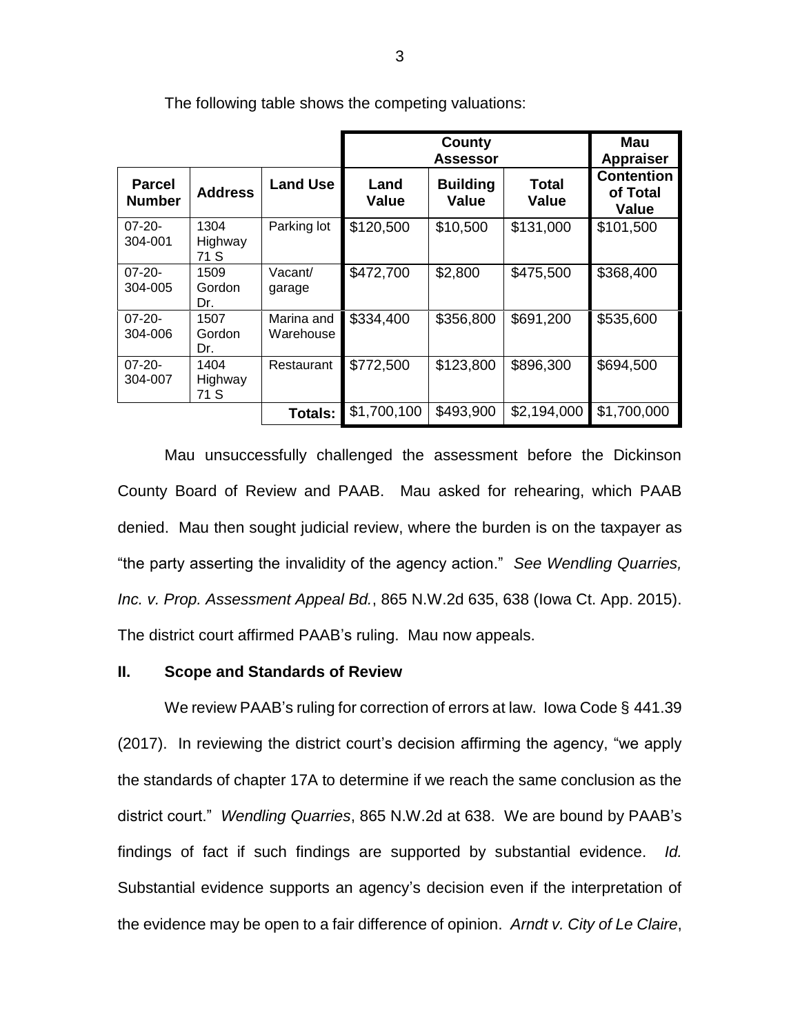The following table shows the competing valuations:

| | | | County Assessor | | | Mau Appraiser |
|---|---|---|---|---|---|---|
| **Parcel Number** | **Address** | **Land Use** | **Land Value** | **Building Value** | **Total Value** | **Contention of Total Value** |
| 07-20-304-001 | 1304 Highway 71 S | Parking lot | $120,500 | $10,500 | $131,000 | $101,500 |
| 07-20-304-005 | 1509 Gordon Dr. | Vacant/ garage | $472,700 | $2,800 | $475,500 | $368,400 |
| 07-20-304-006 | 1507 Gordon Dr. | Marina and Warehouse | $334,400 | $356,800 | $691,200 | $535,600 |
| 07-20-304-007 | 1404 Highway 71 S | Restaurant | $772,500 | $123,800 | $896,300 | $694,500 |
| | | **Totals:** | $1,700,100 | $493,900 | $2,194,000 | $1,700,000 |

Mau unsuccessfully challenged the assessment before the Dickinson County Board of Review and PAAB. Mau asked for rehearing, which PAAB denied. Mau then sought judicial review, where the burden is on the taxpayer as "the party asserting the invalidity of the agency action." *See Wendling Quarries, Inc. v. Prop. Assessment Appeal Bd.*, 865 N.W.2d 635, 638 (Iowa Ct. App. 2015). The district court affirmed PAAB's ruling. Mau now appeals.

## II. Scope and Standards of Review

We review PAAB's ruling for correction of errors at law. Iowa Code § 441.39 (2017). In reviewing the district court's decision affirming the agency, "we apply the standards of chapter 17A to determine if we reach the same conclusion as the district court." *Wendling Quarries*, 865 N.W.2d at 638. We are bound by PAAB's findings of fact if such findings are supported by substantial evidence. *Id.* Substantial evidence supports an agency's decision even if the interpretation of the evidence may be open to a fair difference of opinion. *Arndt v. City of Le Claire*,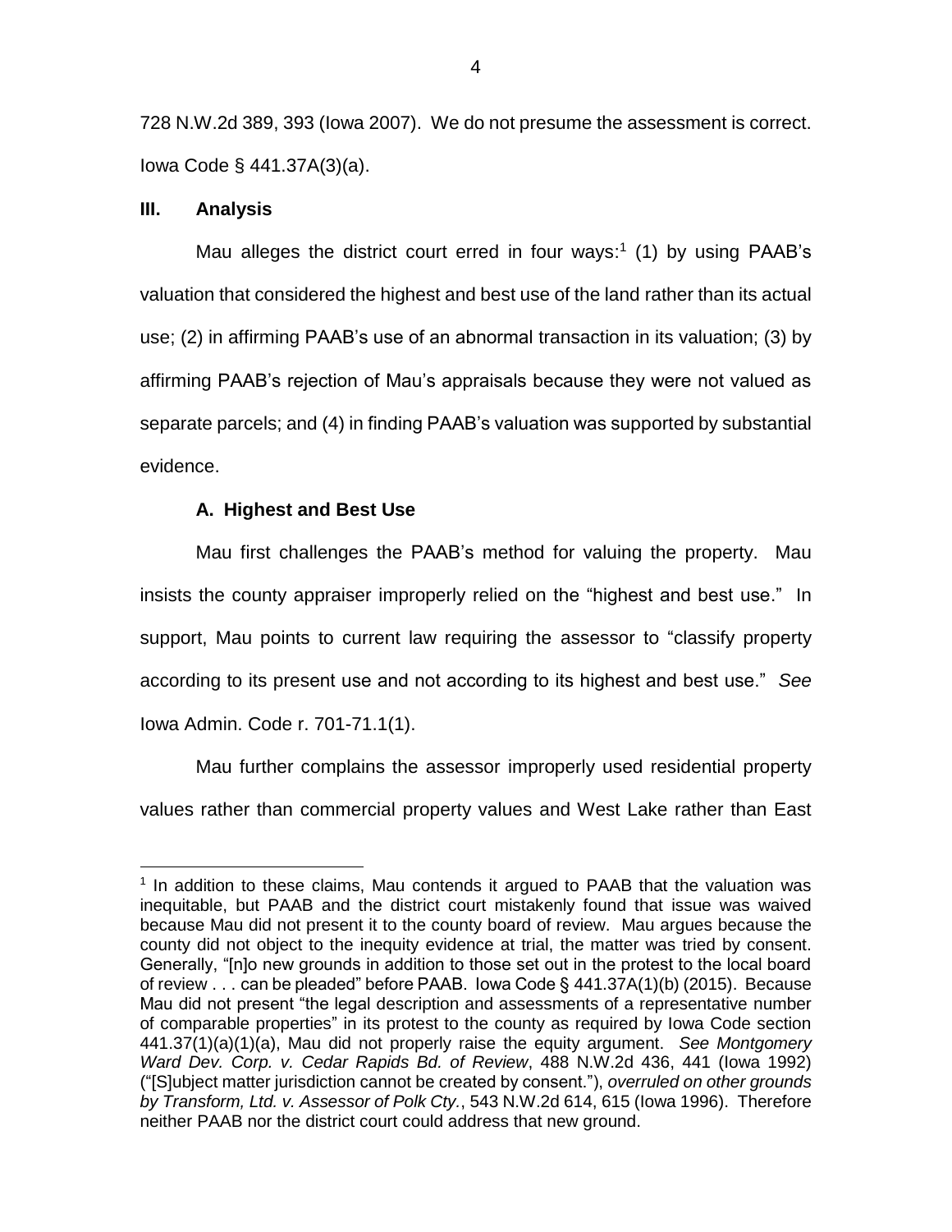728 N.W.2d 389, 393 (Iowa 2007). We do not presume the assessment is correct. Iowa Code § 441.37A(3)(a).

## III. Analysis

Mau alleges the district court erred in four ways:[1] (1) by using PAAB's valuation that considered the highest and best use of the land rather than its actual use; (2) in affirming PAAB's use of an abnormal transaction in its valuation; (3) by affirming PAAB's rejection of Mau's appraisals because they were not valued as separate parcels; and (4) in finding PAAB's valuation was supported by substantial evidence.

### A. Highest and Best Use

Mau first challenges the PAAB's method for valuing the property. Mau insists the county appraiser improperly relied on the "highest and best use." In support, Mau points to current law requiring the assessor to "classify property according to its present use and not according to its highest and best use." *See* Iowa Admin. Code r. 701-71.1(1).

Mau further complains the assessor improperly used residential property values rather than commercial property values and West Lake rather than East

[1] In addition to these claims, Mau contends it argued to PAAB that the valuation was inequitable, but PAAB and the district court mistakenly found that issue was waived because Mau did not present it to the county board of review. Mau argues because the county did not object to the inequity evidence at trial, the matter was tried by consent. Generally, "[n]o new grounds in addition to those set out in the protest to the local board of review . . . can be pleaded" before PAAB. Iowa Code § 441.37A(1)(b) (2015). Because Mau did not present "the legal description and assessments of a representative number of comparable properties" in its protest to the county as required by Iowa Code section 441.37(1)(a)(1)(a), Mau did not properly raise the equity argument. *See Montgomery Ward Dev. Corp. v. Cedar Rapids Bd. of Review*, 488 N.W.2d 436, 441 (Iowa 1992) ("[S]ubject matter jurisdiction cannot be created by consent."), *overruled on other grounds by Transform, Ltd. v. Assessor of Polk Cty.*, 543 N.W.2d 614, 615 (Iowa 1996). Therefore neither PAAB nor the district court could address that new ground.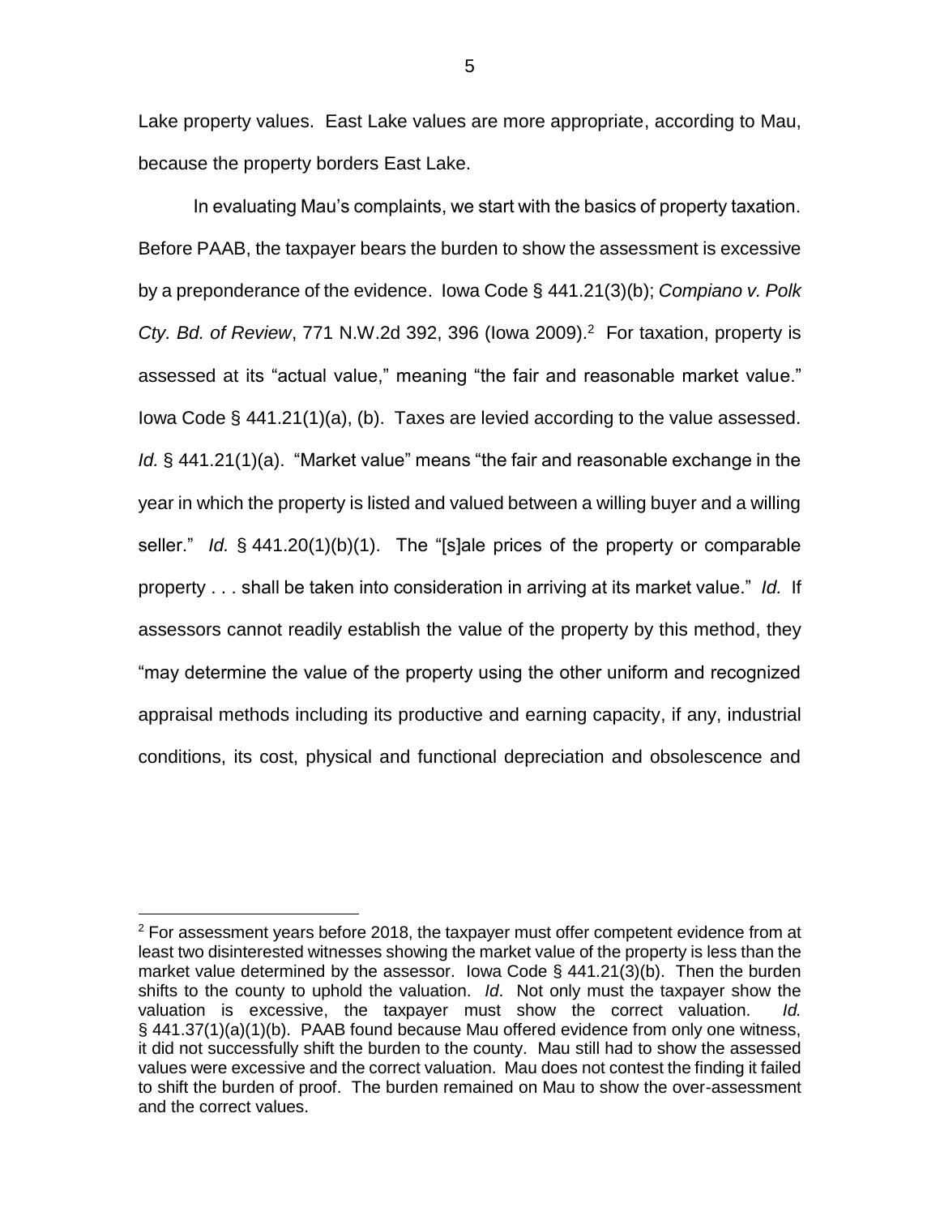Lake property values. East Lake values are more appropriate, according to Mau, because the property borders East Lake.

In evaluating Mau's complaints, we start with the basics of property taxation. Before PAAB, the taxpayer bears the burden to show the assessment is excessive by a preponderance of the evidence. Iowa Code § 441.21(3)(b); *Compiano v. Polk Cty. Bd. of Review*, 771 N.W.2d 392, 396 (Iowa 2009).[2] For taxation, property is assessed at its "actual value," meaning "the fair and reasonable market value." Iowa Code § 441.21(1)(a), (b). Taxes are levied according to the value assessed. *Id.* § 441.21(1)(a). "Market value" means "the fair and reasonable exchange in the year in which the property is listed and valued between a willing buyer and a willing seller." *Id.* § 441.20(1)(b)(1). The "[s]ale prices of the property or comparable property . . . shall be taken into consideration in arriving at its market value." *Id.* If assessors cannot readily establish the value of the property by this method, they "may determine the value of the property using the other uniform and recognized appraisal methods including its productive and earning capacity, if any, industrial conditions, its cost, physical and functional depreciation and obsolescence and

[2] For assessment years before 2018, the taxpayer must offer competent evidence from at least two disinterested witnesses showing the market value of the property is less than the market value determined by the assessor. Iowa Code § 441.21(3)(b). Then the burden shifts to the county to uphold the valuation. *Id*. Not only must the taxpayer show the valuation is excessive, the taxpayer must show the correct valuation. *Id.* § 441.37(1)(a)(1)(b). PAAB found because Mau offered evidence from only one witness, it did not successfully shift the burden to the county. Mau still had to show the assessed values were excessive and the correct valuation. Mau does not contest the finding it failed to shift the burden of proof. The burden remained on Mau to show the over-assessment and the correct values.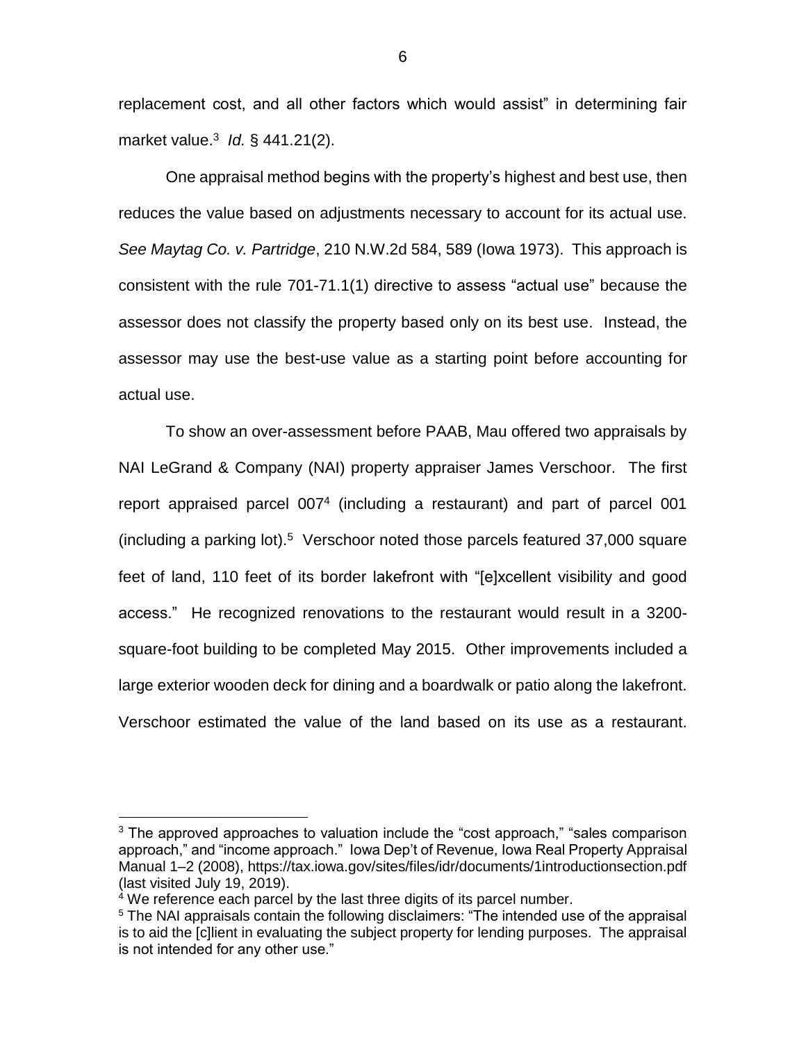replacement cost, and all other factors which would assist" in determining fair market value.[3] *Id.* § 441.21(2).

One appraisal method begins with the property's highest and best use, then reduces the value based on adjustments necessary to account for its actual use. *See Maytag Co. v. Partridge*, 210 N.W.2d 584, 589 (Iowa 1973). This approach is consistent with the rule 701-71.1(1) directive to assess "actual use" because the assessor does not classify the property based only on its best use. Instead, the assessor may use the best-use value as a starting point before accounting for actual use.

To show an over-assessment before PAAB, Mau offered two appraisals by NAI LeGrand & Company (NAI) property appraiser James Verschoor. The first report appraised parcel 007[4] (including a restaurant) and part of parcel 001 (including a parking lot).[5] Verschoor noted those parcels featured 37,000 square feet of land, 110 feet of its border lakefront with "[e]xcellent visibility and good access." He recognized renovations to the restaurant would result in a 3200-square-foot building to be completed May 2015. Other improvements included a large exterior wooden deck for dining and a boardwalk or patio along the lakefront. Verschoor estimated the value of the land based on its use as a restaurant.

---

[3] The approved approaches to valuation include the "cost approach," "sales comparison approach," and "income approach." Iowa Dep't of Revenue, Iowa Real Property Appraisal Manual 1–2 (2008), https://tax.iowa.gov/sites/files/idr/documents/1introductionsection.pdf (last visited July 19, 2019).

[4] We reference each parcel by the last three digits of its parcel number.

[5] The NAI appraisals contain the following disclaimers: "The intended use of the appraisal is to aid the [c]lient in evaluating the subject property for lending purposes. The appraisal is not intended for any other use."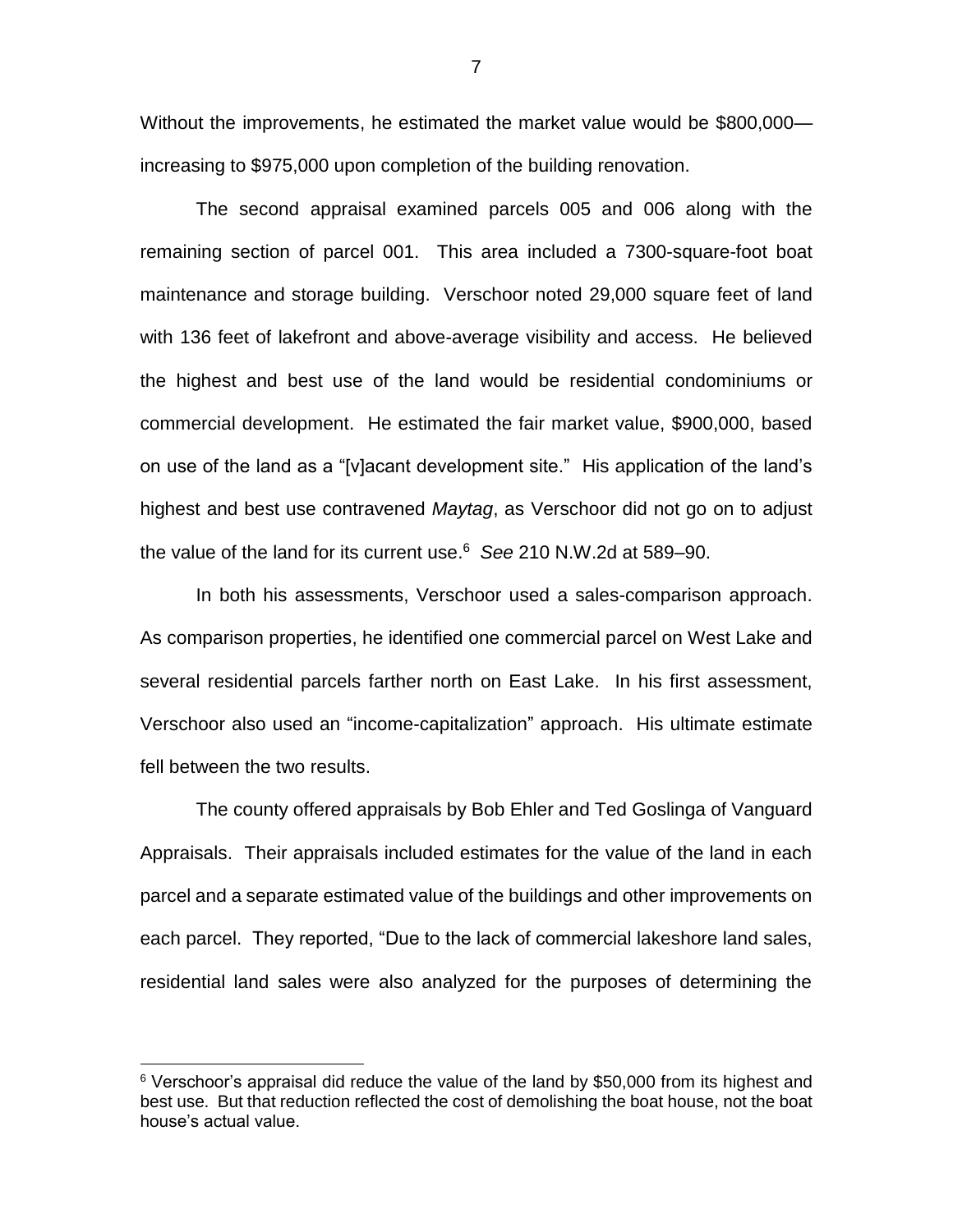Without the improvements, he estimated the market value would be $800,000—increasing to $975,000 upon completion of the building renovation.

The second appraisal examined parcels 005 and 006 along with the remaining section of parcel 001. This area included a 7300-square-foot boat maintenance and storage building. Verschoor noted 29,000 square feet of land with 136 feet of lakefront and above-average visibility and access. He believed the highest and best use of the land would be residential condominiums or commercial development. He estimated the fair market value, $900,000, based on use of the land as a "[v]acant development site." His application of the land's highest and best use contravened *Maytag*, as Verschoor did not go on to adjust the value of the land for its current use.[6] *See* 210 N.W.2d at 589–90.

In both his assessments, Verschoor used a sales-comparison approach. As comparison properties, he identified one commercial parcel on West Lake and several residential parcels farther north on East Lake. In his first assessment, Verschoor also used an "income-capitalization" approach. His ultimate estimate fell between the two results.

The county offered appraisals by Bob Ehler and Ted Goslinga of Vanguard Appraisals. Their appraisals included estimates for the value of the land in each parcel and a separate estimated value of the buildings and other improvements on each parcel. They reported, "Due to the lack of commercial lakeshore land sales, residential land sales were also analyzed for the purposes of determining the

---

[6] Verschoor's appraisal did reduce the value of the land by $50,000 from its highest and best use. But that reduction reflected the cost of demolishing the boat house, not the boat house's actual value.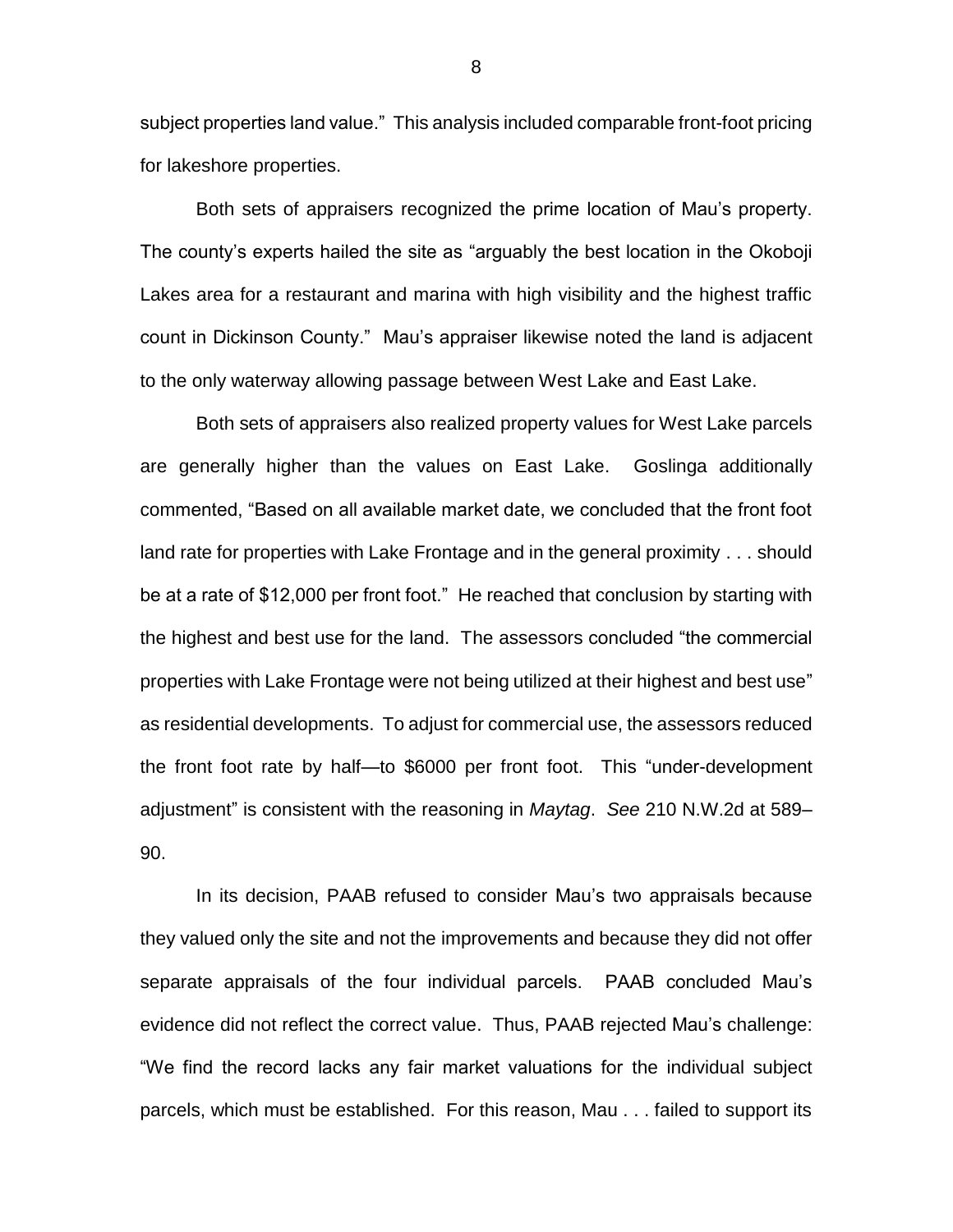subject properties land value." This analysis included comparable front-foot pricing for lakeshore properties.

Both sets of appraisers recognized the prime location of Mau's property. The county's experts hailed the site as "arguably the best location in the Okoboji Lakes area for a restaurant and marina with high visibility and the highest traffic count in Dickinson County." Mau's appraiser likewise noted the land is adjacent to the only waterway allowing passage between West Lake and East Lake.

Both sets of appraisers also realized property values for West Lake parcels are generally higher than the values on East Lake. Goslinga additionally commented, "Based on all available market date, we concluded that the front foot land rate for properties with Lake Frontage and in the general proximity . . . should be at a rate of $12,000 per front foot." He reached that conclusion by starting with the highest and best use for the land. The assessors concluded "the commercial properties with Lake Frontage were not being utilized at their highest and best use" as residential developments. To adjust for commercial use, the assessors reduced the front foot rate by half—to $6000 per front foot. This "under-development adjustment" is consistent with the reasoning in *Maytag*. *See* 210 N.W.2d at 589–90.

In its decision, PAAB refused to consider Mau's two appraisals because they valued only the site and not the improvements and because they did not offer separate appraisals of the four individual parcels. PAAB concluded Mau's evidence did not reflect the correct value. Thus, PAAB rejected Mau's challenge: "We find the record lacks any fair market valuations for the individual subject parcels, which must be established. For this reason, Mau . . . failed to support its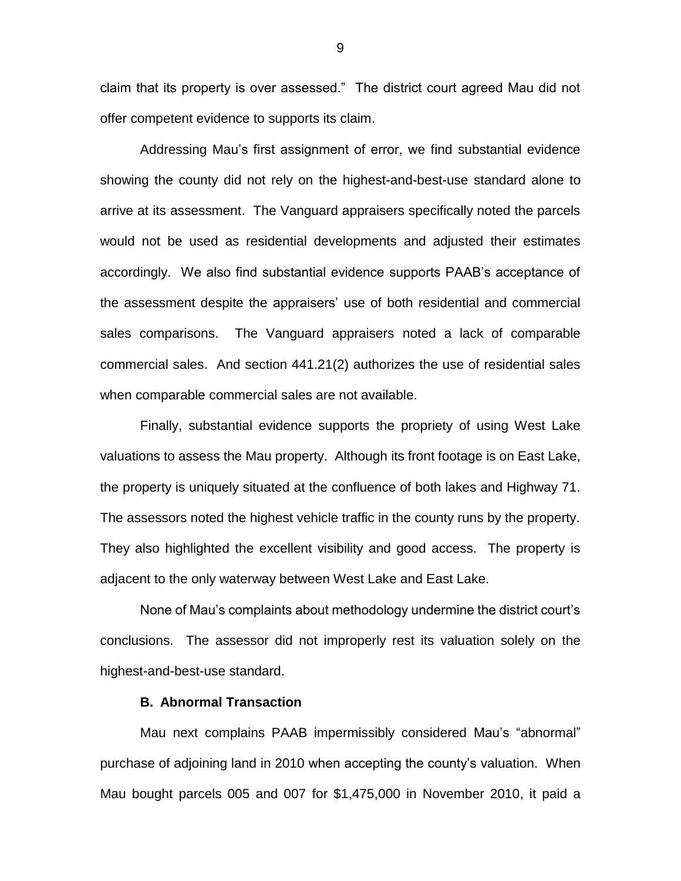claim that its property is over assessed." The district court agreed Mau did not offer competent evidence to supports its claim.

Addressing Mau's first assignment of error, we find substantial evidence showing the county did not rely on the highest-and-best-use standard alone to arrive at its assessment. The Vanguard appraisers specifically noted the parcels would not be used as residential developments and adjusted their estimates accordingly. We also find substantial evidence supports PAAB's acceptance of the assessment despite the appraisers' use of both residential and commercial sales comparisons. The Vanguard appraisers noted a lack of comparable commercial sales. And section 441.21(2) authorizes the use of residential sales when comparable commercial sales are not available.

Finally, substantial evidence supports the propriety of using West Lake valuations to assess the Mau property. Although its front footage is on East Lake, the property is uniquely situated at the confluence of both lakes and Highway 71. The assessors noted the highest vehicle traffic in the county runs by the property. They also highlighted the excellent visibility and good access. The property is adjacent to the only waterway between West Lake and East Lake.

None of Mau's complaints about methodology undermine the district court's conclusions. The assessor did not improperly rest its valuation solely on the highest-and-best-use standard.

### B. Abnormal Transaction

Mau next complains PAAB impermissibly considered Mau's "abnormal" purchase of adjoining land in 2010 when accepting the county's valuation. When Mau bought parcels 005 and 007 for $1,475,000 in November 2010, it paid a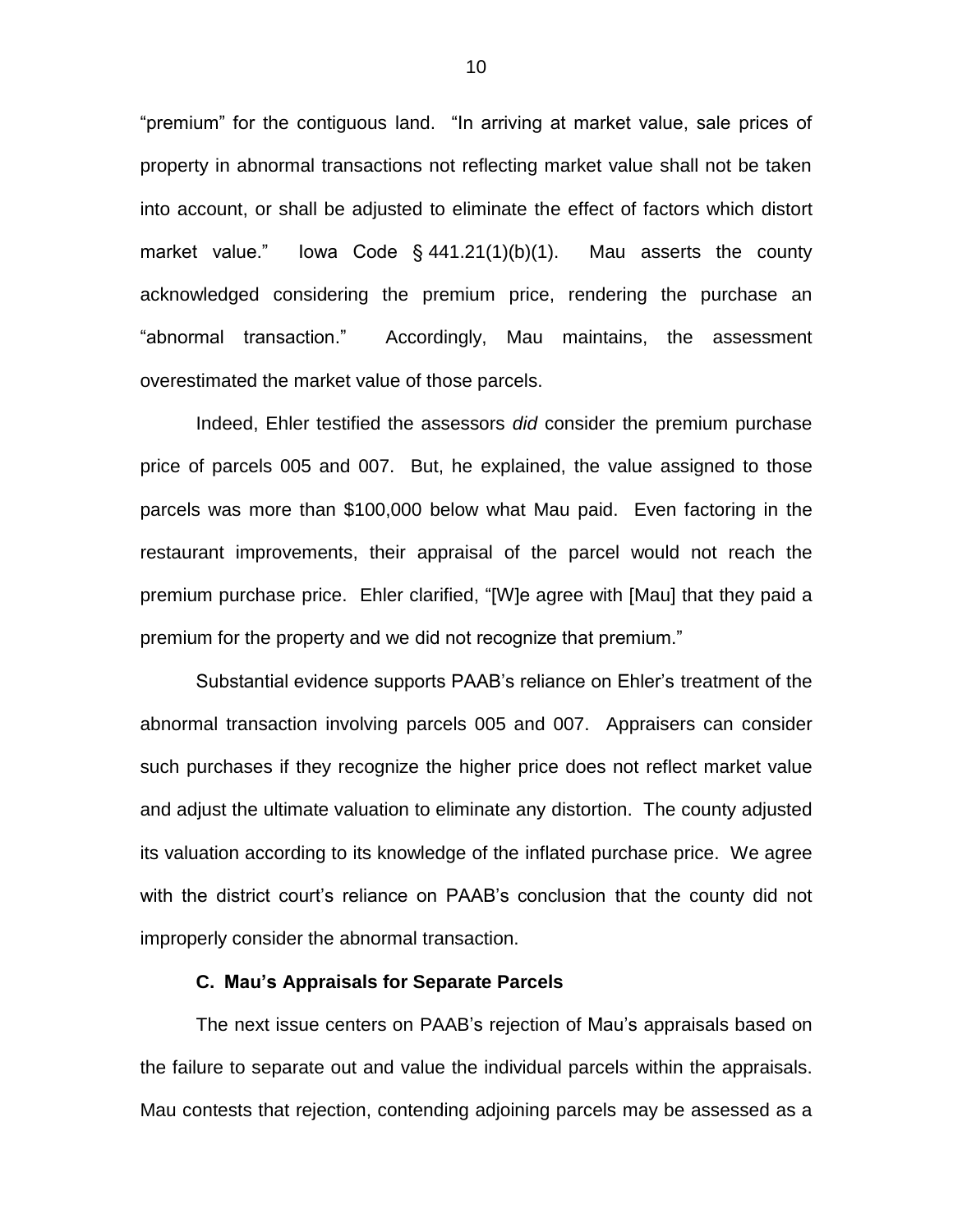"premium" for the contiguous land. "In arriving at market value, sale prices of property in abnormal transactions not reflecting market value shall not be taken into account, or shall be adjusted to eliminate the effect of factors which distort market value." Iowa Code § 441.21(1)(b)(1). Mau asserts the county acknowledged considering the premium price, rendering the purchase an "abnormal transaction." Accordingly, Mau maintains, the assessment overestimated the market value of those parcels.

Indeed, Ehler testified the assessors *did* consider the premium purchase price of parcels 005 and 007. But, he explained, the value assigned to those parcels was more than $100,000 below what Mau paid. Even factoring in the restaurant improvements, their appraisal of the parcel would not reach the premium purchase price. Ehler clarified, "[W]e agree with [Mau] that they paid a premium for the property and we did not recognize that premium."

Substantial evidence supports PAAB's reliance on Ehler's treatment of the abnormal transaction involving parcels 005 and 007. Appraisers can consider such purchases if they recognize the higher price does not reflect market value and adjust the ultimate valuation to eliminate any distortion. The county adjusted its valuation according to its knowledge of the inflated purchase price. We agree with the district court's reliance on PAAB's conclusion that the county did not improperly consider the abnormal transaction.

### C. Mau's Appraisals for Separate Parcels

The next issue centers on PAAB's rejection of Mau's appraisals based on the failure to separate out and value the individual parcels within the appraisals. Mau contests that rejection, contending adjoining parcels may be assessed as a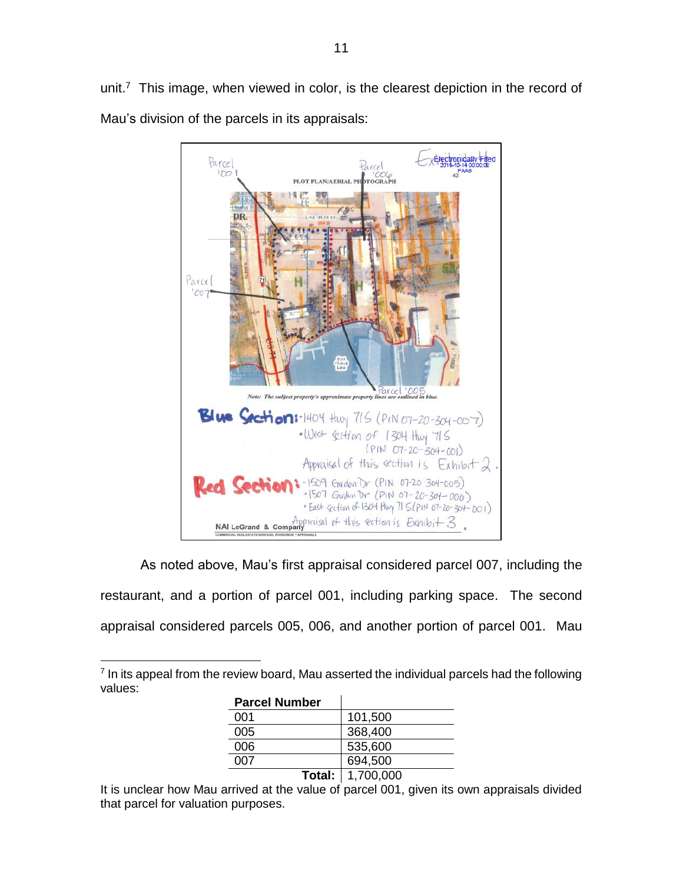unit.[7] This image, when viewed in color, is the clearest depiction in the record of Mau's division of the parcels in its appraisals:

As noted above, Mau's first appraisal considered parcel 007, including the restaurant, and a portion of parcel 001, including parking space. The second appraisal considered parcels 005, 006, and another portion of parcel 001. Mau

---

[7] In its appeal from the review board, Mau asserted the individual parcels had the following values:

| Parcel Number | |
|---|---|
| 001 | 101,500 |
| 005 | 368,400 |
| 006 | 535,600 |
| 007 | 694,500 |
| **Total:** | 1,700,000 |

It is unclear how Mau arrived at the value of parcel 001, given its own appraisals divided that parcel for valuation purposes.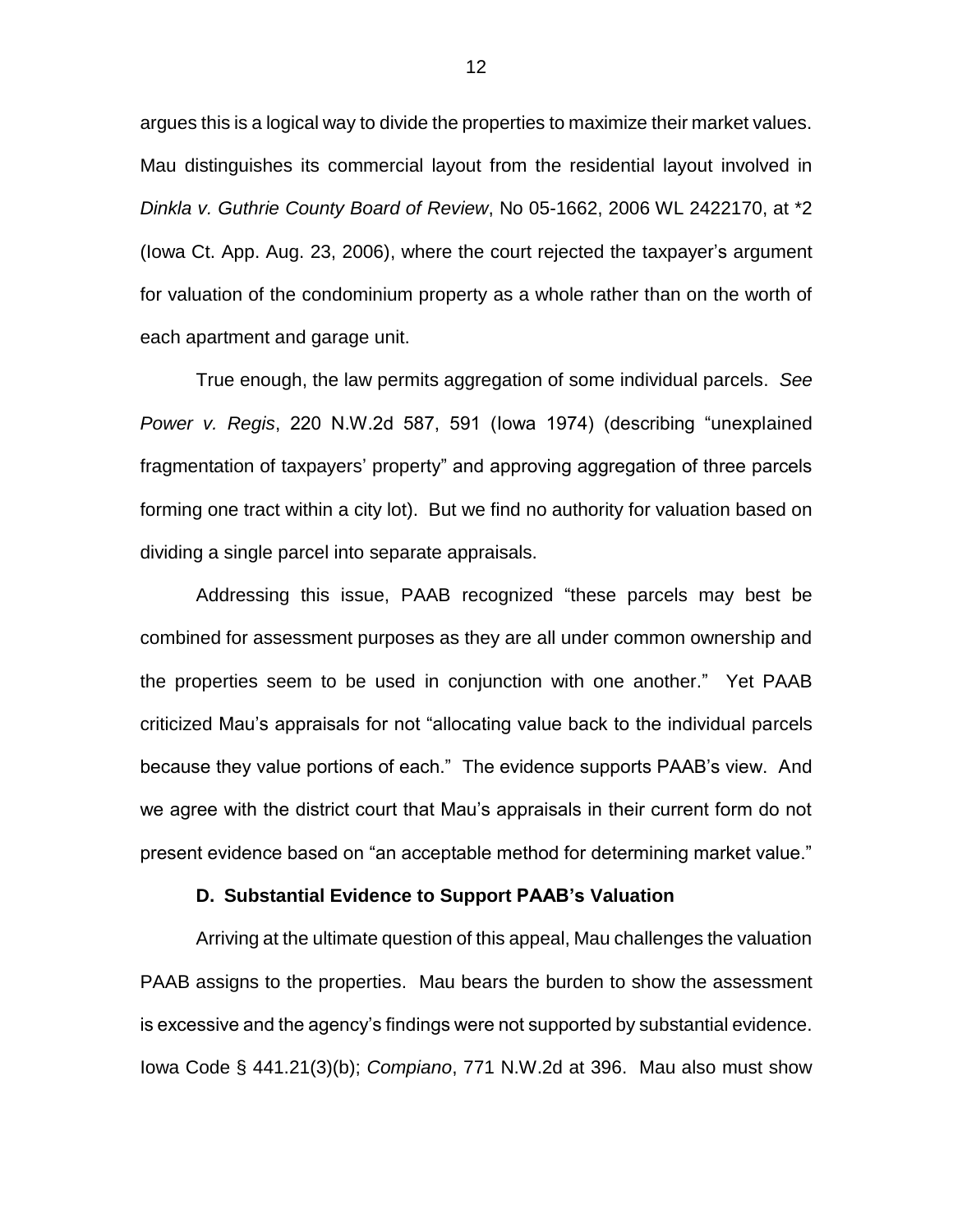argues this is a logical way to divide the properties to maximize their market values. Mau distinguishes its commercial layout from the residential layout involved in *Dinkla v. Guthrie County Board of Review*, No 05-1662, 2006 WL 2422170, at *2 (Iowa Ct. App. Aug. 23, 2006), where the court rejected the taxpayer's argument for valuation of the condominium property as a whole rather than on the worth of each apartment and garage unit.

True enough, the law permits aggregation of some individual parcels. *See Power v. Regis*, 220 N.W.2d 587, 591 (Iowa 1974) (describing "unexplained fragmentation of taxpayers' property" and approving aggregation of three parcels forming one tract within a city lot). But we find no authority for valuation based on dividing a single parcel into separate appraisals.

Addressing this issue, PAAB recognized "these parcels may best be combined for assessment purposes as they are all under common ownership and the properties seem to be used in conjunction with one another." Yet PAAB criticized Mau's appraisals for not "allocating value back to the individual parcels because they value portions of each." The evidence supports PAAB's view. And we agree with the district court that Mau's appraisals in their current form do not present evidence based on "an acceptable method for determining market value."

**D. Substantial Evidence to Support PAAB's Valuation**

Arriving at the ultimate question of this appeal, Mau challenges the valuation PAAB assigns to the properties. Mau bears the burden to show the assessment is excessive and the agency's findings were not supported by substantial evidence. Iowa Code § 441.21(3)(b); *Compiano*, 771 N.W.2d at 396. Mau also must show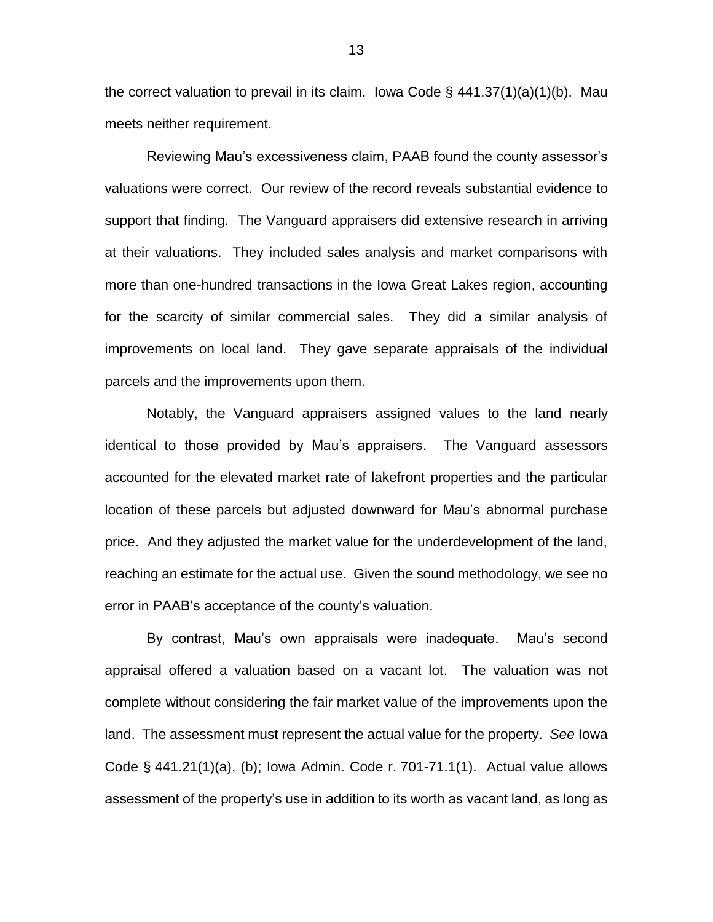the correct valuation to prevail in its claim. Iowa Code § 441.37(1)(a)(1)(b). Mau meets neither requirement.

Reviewing Mau's excessiveness claim, PAAB found the county assessor's valuations were correct. Our review of the record reveals substantial evidence to support that finding. The Vanguard appraisers did extensive research in arriving at their valuations. They included sales analysis and market comparisons with more than one-hundred transactions in the Iowa Great Lakes region, accounting for the scarcity of similar commercial sales. They did a similar analysis of improvements on local land. They gave separate appraisals of the individual parcels and the improvements upon them.

Notably, the Vanguard appraisers assigned values to the land nearly identical to those provided by Mau's appraisers. The Vanguard assessors accounted for the elevated market rate of lakefront properties and the particular location of these parcels but adjusted downward for Mau's abnormal purchase price. And they adjusted the market value for the underdevelopment of the land, reaching an estimate for the actual use. Given the sound methodology, we see no error in PAAB's acceptance of the county's valuation.

By contrast, Mau's own appraisals were inadequate. Mau's second appraisal offered a valuation based on a vacant lot. The valuation was not complete without considering the fair market value of the improvements upon the land. The assessment must represent the actual value for the property. *See* Iowa Code § 441.21(1)(a), (b); Iowa Admin. Code r. 701-71.1(1). Actual value allows assessment of the property's use in addition to its worth as vacant land, as long as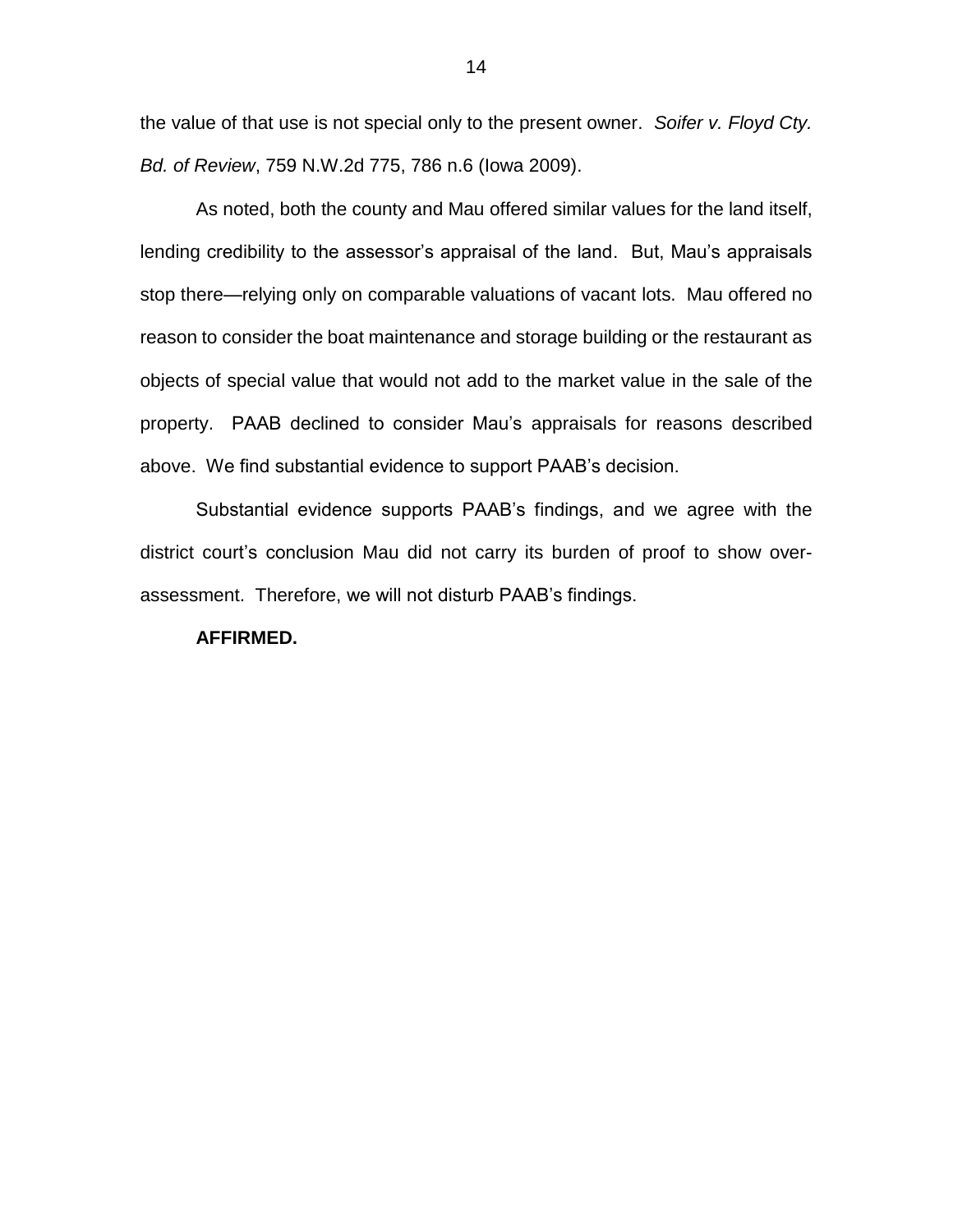the value of that use is not special only to the present owner. *Soifer v. Floyd Cty. Bd. of Review*, 759 N.W.2d 775, 786 n.6 (Iowa 2009).

As noted, both the county and Mau offered similar values for the land itself, lending credibility to the assessor's appraisal of the land. But, Mau's appraisals stop there—relying only on comparable valuations of vacant lots. Mau offered no reason to consider the boat maintenance and storage building or the restaurant as objects of special value that would not add to the market value in the sale of the property. PAAB declined to consider Mau's appraisals for reasons described above. We find substantial evidence to support PAAB's decision.

Substantial evidence supports PAAB's findings, and we agree with the district court's conclusion Mau did not carry its burden of proof to show over-assessment. Therefore, we will not disturb PAAB's findings.

**AFFIRMED.**